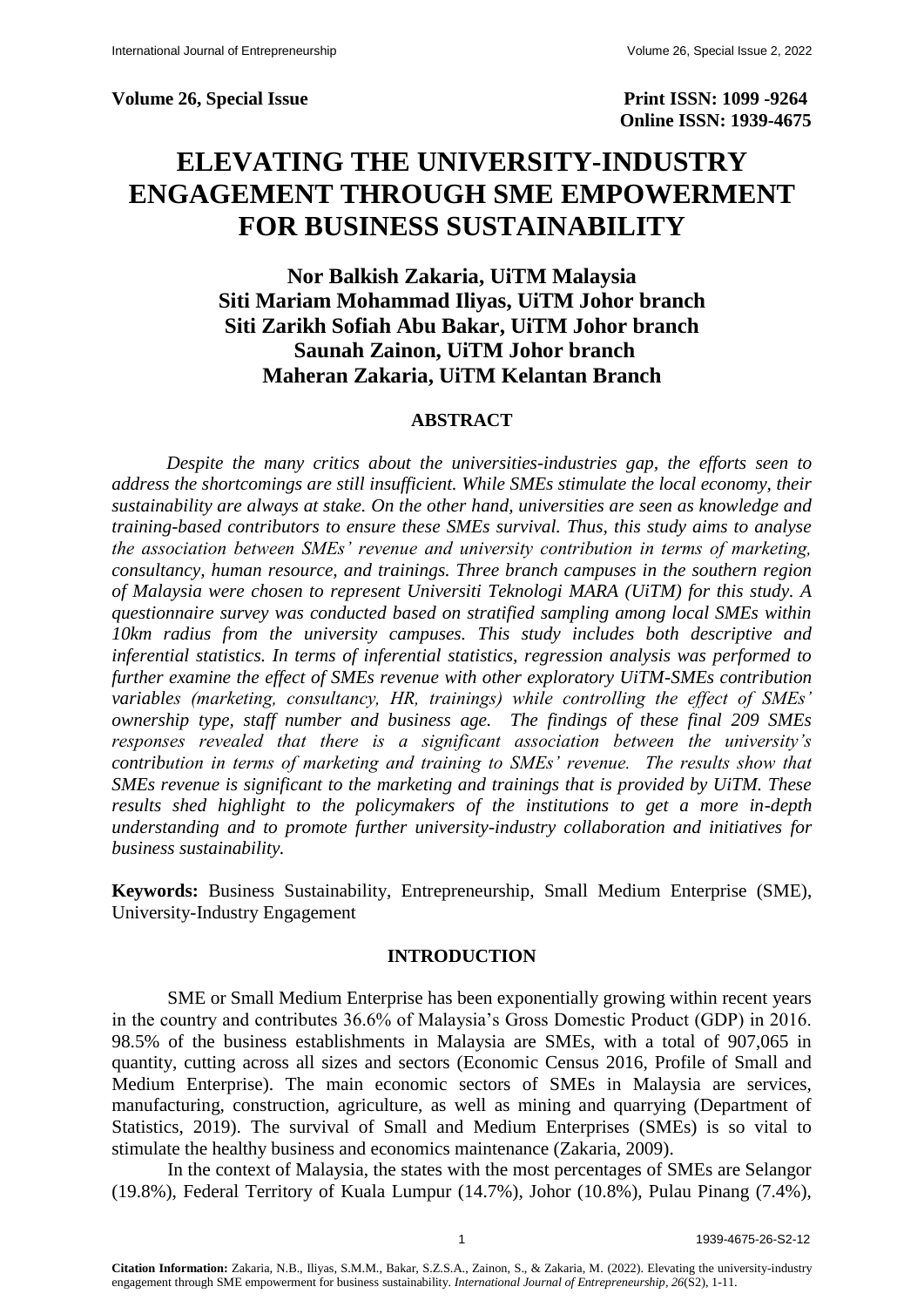**Volume 26, Special Issue** **Print ISSN: 1099 -9264**
**Online ISSN: 1939-4675**

# ELEVATING THE UNIVERSITY-INDUSTRY ENGAGEMENT THROUGH SME EMPOWERMENT FOR BUSINESS SUSTAINABILITY

**Nor Balkish Zakaria, UiTM Malaysia**
**Siti Mariam Mohammad Iliyas, UiTM Johor branch**
**Siti Zarikh Sofiah Abu Bakar, UiTM Johor branch**
**Saunah Zainon, UiTM Johor branch**
**Maheran Zakaria, UiTM Kelantan Branch**

## ABSTRACT

*Despite the many critics about the universities-industries gap, the efforts seen to address the shortcomings are still insufficient. While SMEs stimulate the local economy, their sustainability are always at stake. On the other hand, universities are seen as knowledge and training-based contributors to ensure these SMEs survival. Thus, this study aims to analyse the association between SMEs' revenue and university contribution in terms of marketing, consultancy, human resource, and trainings. Three branch campuses in the southern region of Malaysia were chosen to represent Universiti Teknologi MARA (UiTM) for this study. A questionnaire survey was conducted based on stratified sampling among local SMEs within 10km radius from the university campuses. This study includes both descriptive and inferential statistics. In terms of inferential statistics, regression analysis was performed to further examine the effect of SMEs revenue with other exploratory UiTM-SMEs contribution variables (marketing, consultancy, HR, trainings) while controlling the effect of SMEs' ownership type, staff number and business age. The findings of these final 209 SMEs responses revealed that there is a significant association between the university's contribution in terms of marketing and training to SMEs' revenue. The results show that SMEs revenue is significant to the marketing and trainings that is provided by UiTM. These results shed highlight to the policymakers of the institutions to get a more in-depth understanding and to promote further university-industry collaboration and initiatives for business sustainability.*

**Keywords:** Business Sustainability, Entrepreneurship, Small Medium Enterprise (SME), University-Industry Engagement

## INTRODUCTION

SME or Small Medium Enterprise has been exponentially growing within recent years in the country and contributes 36.6% of Malaysia's Gross Domestic Product (GDP) in 2016. 98.5% of the business establishments in Malaysia are SMEs, with a total of 907,065 in quantity, cutting across all sizes and sectors (Economic Census 2016, Profile of Small and Medium Enterprise). The main economic sectors of SMEs in Malaysia are services, manufacturing, construction, agriculture, as well as mining and quarrying (Department of Statistics, 2019). The survival of Small and Medium Enterprises (SMEs) is so vital to stimulate the healthy business and economics maintenance (Zakaria, 2009).

In the context of Malaysia, the states with the most percentages of SMEs are Selangor (19.8%), Federal Territory of Kuala Lumpur (14.7%), Johor (10.8%), Pulau Pinang (7.4%),

**Citation Information:** Zakaria, N.B., Iliyas, S.M.M., Bakar, S.Z.S.A., Zainon, S., & Zakaria, M. (2022). Elevating the university-industry engagement through SME empowerment for business sustainability. *International Journal of Entrepreneurship, 26*(S2), 1-11.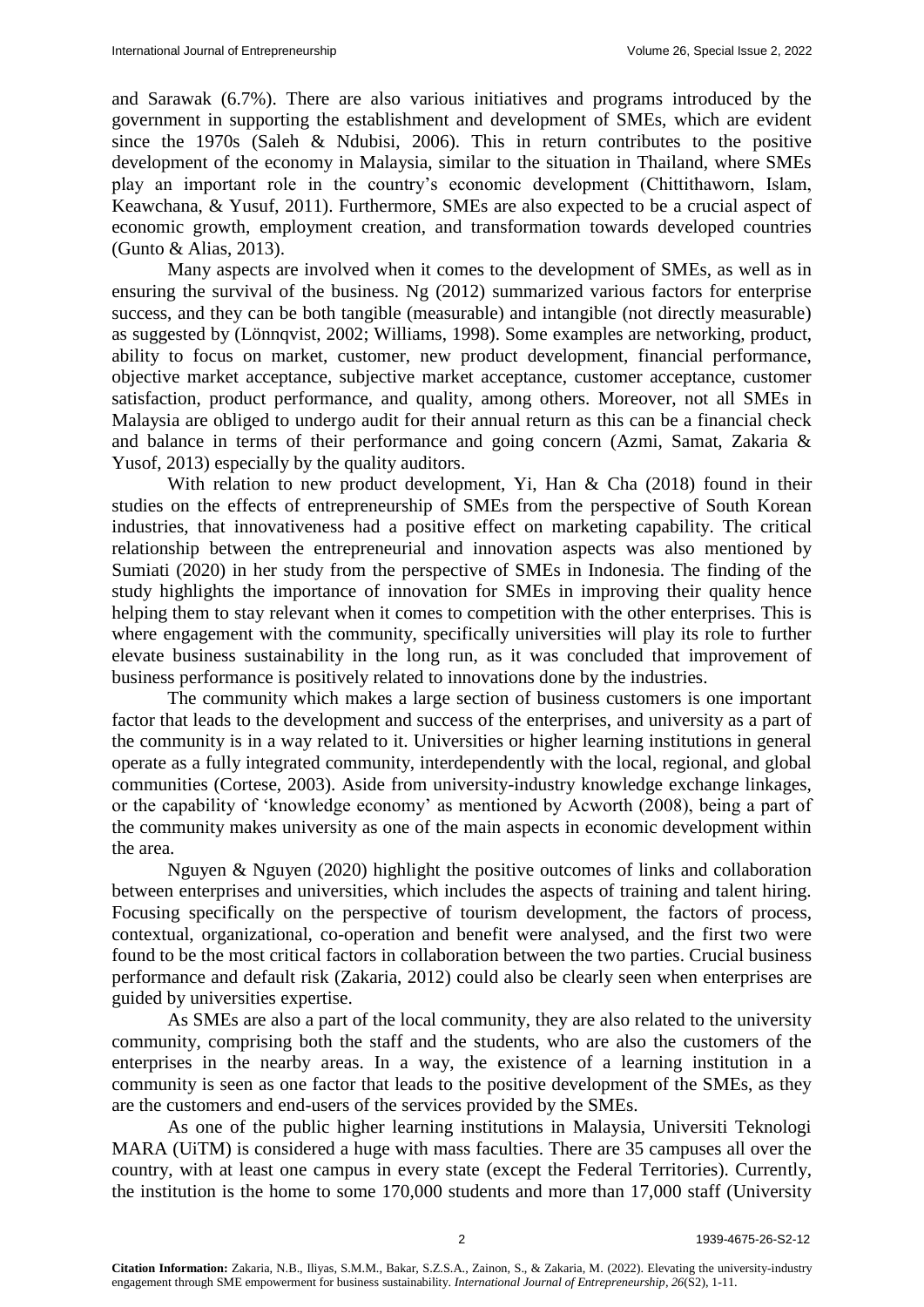and Sarawak (6.7%). There are also various initiatives and programs introduced by the government in supporting the establishment and development of SMEs, which are evident since the 1970s (Saleh & Ndubisi, 2006). This in return contributes to the positive development of the economy in Malaysia, similar to the situation in Thailand, where SMEs play an important role in the country's economic development (Chittithaworn, Islam, Keawchana, & Yusuf, 2011). Furthermore, SMEs are also expected to be a crucial aspect of economic growth, employment creation, and transformation towards developed countries (Gunto & Alias, 2013).

Many aspects are involved when it comes to the development of SMEs, as well as in ensuring the survival of the business. Ng (2012) summarized various factors for enterprise success, and they can be both tangible (measurable) and intangible (not directly measurable) as suggested by (Lönnqvist, 2002; Williams, 1998). Some examples are networking, product, ability to focus on market, customer, new product development, financial performance, objective market acceptance, subjective market acceptance, customer acceptance, customer satisfaction, product performance, and quality, among others. Moreover, not all SMEs in Malaysia are obliged to undergo audit for their annual return as this can be a financial check and balance in terms of their performance and going concern (Azmi, Samat, Zakaria & Yusof, 2013) especially by the quality auditors.

With relation to new product development, Yi, Han & Cha (2018) found in their studies on the effects of entrepreneurship of SMEs from the perspective of South Korean industries, that innovativeness had a positive effect on marketing capability. The critical relationship between the entrepreneurial and innovation aspects was also mentioned by Sumiati (2020) in her study from the perspective of SMEs in Indonesia. The finding of the study highlights the importance of innovation for SMEs in improving their quality hence helping them to stay relevant when it comes to competition with the other enterprises. This is where engagement with the community, specifically universities will play its role to further elevate business sustainability in the long run, as it was concluded that improvement of business performance is positively related to innovations done by the industries.

The community which makes a large section of business customers is one important factor that leads to the development and success of the enterprises, and university as a part of the community is in a way related to it. Universities or higher learning institutions in general operate as a fully integrated community, interdependently with the local, regional, and global communities (Cortese, 2003). Aside from university-industry knowledge exchange linkages, or the capability of 'knowledge economy' as mentioned by Acworth (2008), being a part of the community makes university as one of the main aspects in economic development within the area.

Nguyen & Nguyen (2020) highlight the positive outcomes of links and collaboration between enterprises and universities, which includes the aspects of training and talent hiring. Focusing specifically on the perspective of tourism development, the factors of process, contextual, organizational, co-operation and benefit were analysed, and the first two were found to be the most critical factors in collaboration between the two parties. Crucial business performance and default risk (Zakaria, 2012) could also be clearly seen when enterprises are guided by universities expertise.

As SMEs are also a part of the local community, they are also related to the university community, comprising both the staff and the students, who are also the customers of the enterprises in the nearby areas. In a way, the existence of a learning institution in a community is seen as one factor that leads to the positive development of the SMEs, as they are the customers and end-users of the services provided by the SMEs.

As one of the public higher learning institutions in Malaysia, Universiti Teknologi MARA (UiTM) is considered a huge with mass faculties. There are 35 campuses all over the country, with at least one campus in every state (except the Federal Territories). Currently, the institution is the home to some 170,000 students and more than 17,000 staff (University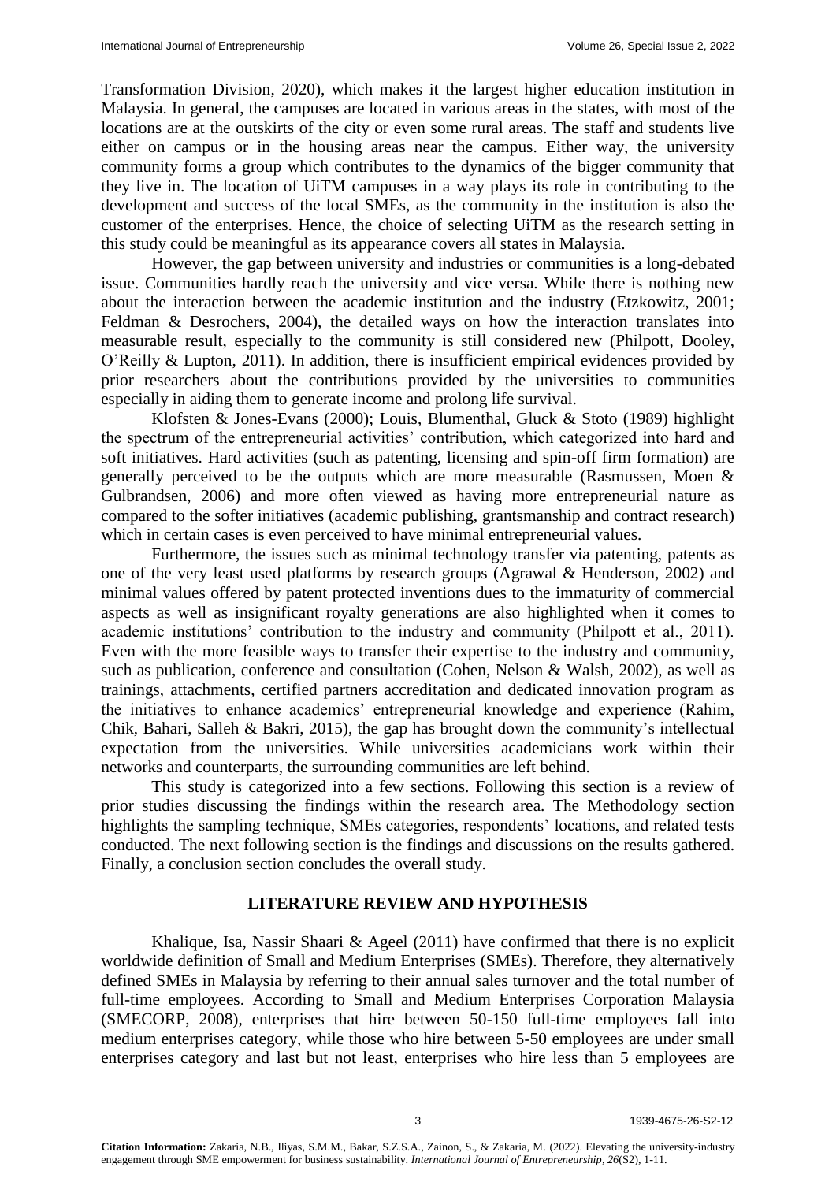Transformation Division, 2020), which makes it the largest higher education institution in Malaysia. In general, the campuses are located in various areas in the states, with most of the locations are at the outskirts of the city or even some rural areas. The staff and students live either on campus or in the housing areas near the campus. Either way, the university community forms a group which contributes to the dynamics of the bigger community that they live in. The location of UiTM campuses in a way plays its role in contributing to the development and success of the local SMEs, as the community in the institution is also the customer of the enterprises. Hence, the choice of selecting UiTM as the research setting in this study could be meaningful as its appearance covers all states in Malaysia.

However, the gap between university and industries or communities is a long-debated issue. Communities hardly reach the university and vice versa. While there is nothing new about the interaction between the academic institution and the industry (Etzkowitz, 2001; Feldman & Desrochers, 2004), the detailed ways on how the interaction translates into measurable result, especially to the community is still considered new (Philpott, Dooley, O'Reilly & Lupton, 2011). In addition, there is insufficient empirical evidences provided by prior researchers about the contributions provided by the universities to communities especially in aiding them to generate income and prolong life survival.

Klofsten & Jones-Evans (2000); Louis, Blumenthal, Gluck & Stoto (1989) highlight the spectrum of the entrepreneurial activities' contribution, which categorized into hard and soft initiatives. Hard activities (such as patenting, licensing and spin-off firm formation) are generally perceived to be the outputs which are more measurable (Rasmussen, Moen & Gulbrandsen, 2006) and more often viewed as having more entrepreneurial nature as compared to the softer initiatives (academic publishing, grantsmanship and contract research) which in certain cases is even perceived to have minimal entrepreneurial values.

Furthermore, the issues such as minimal technology transfer via patenting, patents as one of the very least used platforms by research groups (Agrawal & Henderson, 2002) and minimal values offered by patent protected inventions dues to the immaturity of commercial aspects as well as insignificant royalty generations are also highlighted when it comes to academic institutions' contribution to the industry and community (Philpott et al., 2011). Even with the more feasible ways to transfer their expertise to the industry and community, such as publication, conference and consultation (Cohen, Nelson & Walsh, 2002), as well as trainings, attachments, certified partners accreditation and dedicated innovation program as the initiatives to enhance academics' entrepreneurial knowledge and experience (Rahim, Chik, Bahari, Salleh & Bakri, 2015), the gap has brought down the community's intellectual expectation from the universities. While universities academicians work within their networks and counterparts, the surrounding communities are left behind.

This study is categorized into a few sections. Following this section is a review of prior studies discussing the findings within the research area. The Methodology section highlights the sampling technique, SMEs categories, respondents' locations, and related tests conducted. The next following section is the findings and discussions on the results gathered. Finally, a conclusion section concludes the overall study.

## LITERATURE REVIEW AND HYPOTHESIS

Khalique, Isa, Nassir Shaari & Ageel (2011) have confirmed that there is no explicit worldwide definition of Small and Medium Enterprises (SMEs). Therefore, they alternatively defined SMEs in Malaysia by referring to their annual sales turnover and the total number of full-time employees. According to Small and Medium Enterprises Corporation Malaysia (SMECORP, 2008), enterprises that hire between 50-150 full-time employees fall into medium enterprises category, while those who hire between 5-50 employees are under small enterprises category and last but not least, enterprises who hire less than 5 employees are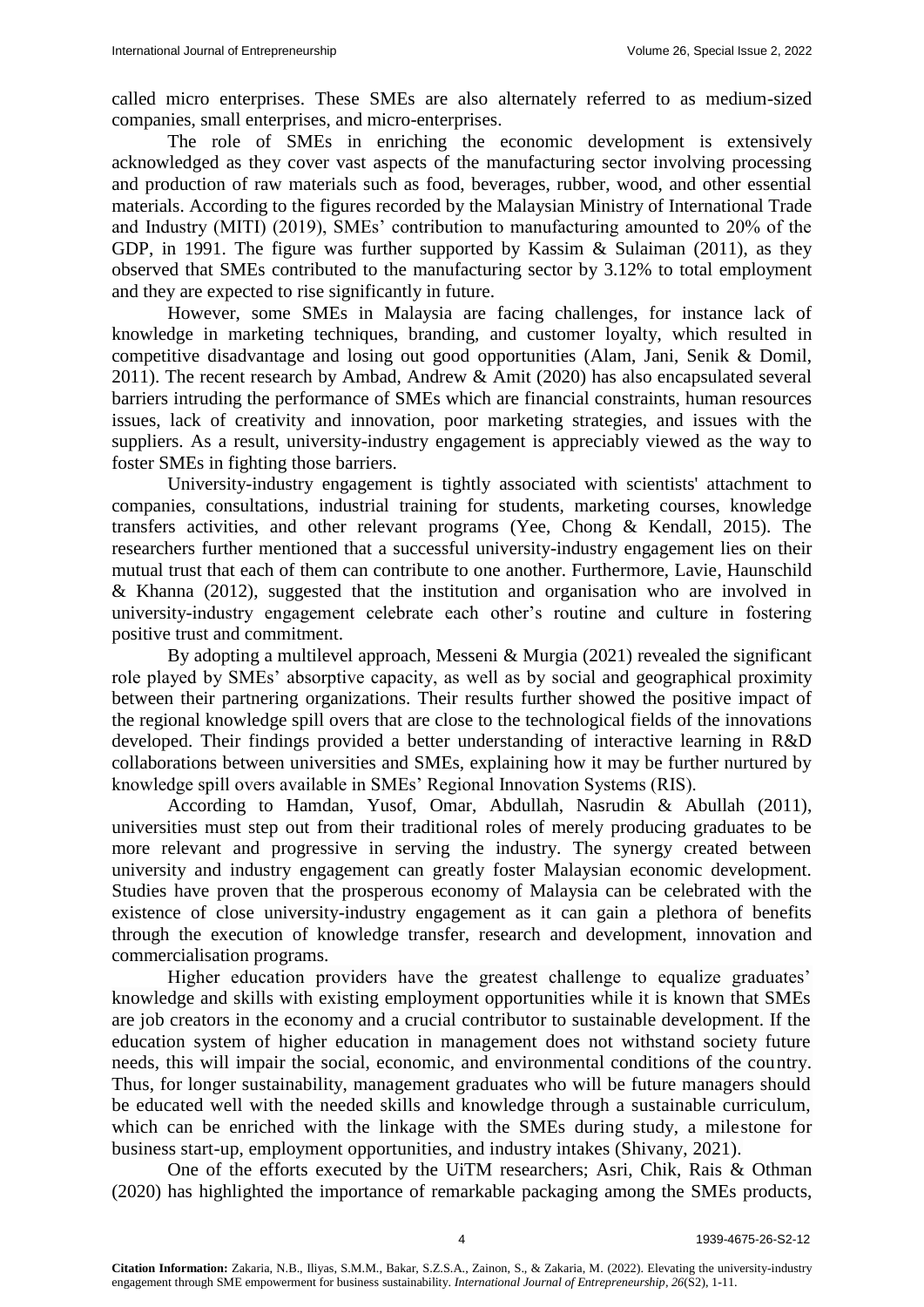called micro enterprises. These SMEs are also alternately referred to as medium-sized companies, small enterprises, and micro-enterprises.

The role of SMEs in enriching the economic development is extensively acknowledged as they cover vast aspects of the manufacturing sector involving processing and production of raw materials such as food, beverages, rubber, wood, and other essential materials. According to the figures recorded by the Malaysian Ministry of International Trade and Industry (MITI) (2019), SMEs' contribution to manufacturing amounted to 20% of the GDP, in 1991. The figure was further supported by Kassim & Sulaiman (2011), as they observed that SMEs contributed to the manufacturing sector by 3.12% to total employment and they are expected to rise significantly in future.

However, some SMEs in Malaysia are facing challenges, for instance lack of knowledge in marketing techniques, branding, and customer loyalty, which resulted in competitive disadvantage and losing out good opportunities (Alam, Jani, Senik & Domil, 2011). The recent research by Ambad, Andrew & Amit (2020) has also encapsulated several barriers intruding the performance of SMEs which are financial constraints, human resources issues, lack of creativity and innovation, poor marketing strategies, and issues with the suppliers. As a result, university-industry engagement is appreciably viewed as the way to foster SMEs in fighting those barriers.

University-industry engagement is tightly associated with scientists' attachment to companies, consultations, industrial training for students, marketing courses, knowledge transfers activities, and other relevant programs (Yee, Chong & Kendall, 2015). The researchers further mentioned that a successful university-industry engagement lies on their mutual trust that each of them can contribute to one another. Furthermore, Lavie, Haunschild & Khanna (2012), suggested that the institution and organisation who are involved in university-industry engagement celebrate each other's routine and culture in fostering positive trust and commitment.

By adopting a multilevel approach, Messeni & Murgia (2021) revealed the significant role played by SMEs' absorptive capacity, as well as by social and geographical proximity between their partnering organizations. Their results further showed the positive impact of the regional knowledge spill overs that are close to the technological fields of the innovations developed. Their findings provided a better understanding of interactive learning in R&D collaborations between universities and SMEs, explaining how it may be further nurtured by knowledge spill overs available in SMEs' Regional Innovation Systems (RIS).

According to Hamdan, Yusof, Omar, Abdullah, Nasrudin & Abullah (2011), universities must step out from their traditional roles of merely producing graduates to be more relevant and progressive in serving the industry. The synergy created between university and industry engagement can greatly foster Malaysian economic development. Studies have proven that the prosperous economy of Malaysia can be celebrated with the existence of close university-industry engagement as it can gain a plethora of benefits through the execution of knowledge transfer, research and development, innovation and commercialisation programs.

Higher education providers have the greatest challenge to equalize graduates' knowledge and skills with existing employment opportunities while it is known that SMEs are job creators in the economy and a crucial contributor to sustainable development. If the education system of higher education in management does not withstand society future needs, this will impair the social, economic, and environmental conditions of the country. Thus, for longer sustainability, management graduates who will be future managers should be educated well with the needed skills and knowledge through a sustainable curriculum, which can be enriched with the linkage with the SMEs during study, a milestone for business start-up, employment opportunities, and industry intakes (Shivany, 2021).

One of the efforts executed by the UiTM researchers; Asri, Chik, Rais & Othman (2020) has highlighted the importance of remarkable packaging among the SMEs products,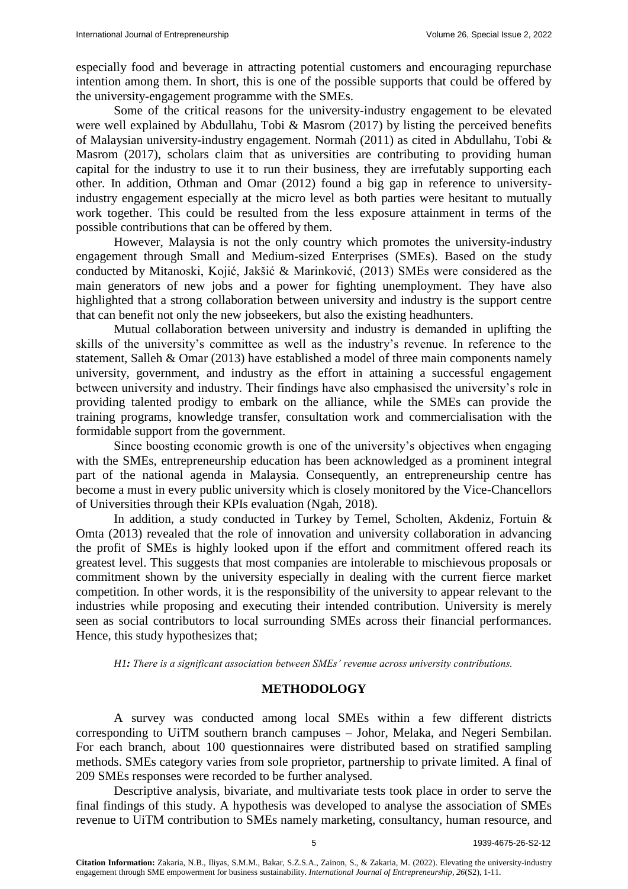especially food and beverage in attracting potential customers and encouraging repurchase intention among them. In short, this is one of the possible supports that could be offered by the university-engagement programme with the SMEs.

Some of the critical reasons for the university-industry engagement to be elevated were well explained by Abdullahu, Tobi & Masrom (2017) by listing the perceived benefits of Malaysian university-industry engagement. Normah (2011) as cited in Abdullahu, Tobi & Masrom (2017), scholars claim that as universities are contributing to providing human capital for the industry to use it to run their business, they are irrefutably supporting each other. In addition, Othman and Omar (2012) found a big gap in reference to university-industry engagement especially at the micro level as both parties were hesitant to mutually work together. This could be resulted from the less exposure attainment in terms of the possible contributions that can be offered by them.

However, Malaysia is not the only country which promotes the university-industry engagement through Small and Medium-sized Enterprises (SMEs). Based on the study conducted by Mitanoski, Kojić, Jakšić & Marinković, (2013) SMEs were considered as the main generators of new jobs and a power for fighting unemployment. They have also highlighted that a strong collaboration between university and industry is the support centre that can benefit not only the new jobseekers, but also the existing headhunters.

Mutual collaboration between university and industry is demanded in uplifting the skills of the university's committee as well as the industry's revenue. In reference to the statement, Salleh & Omar (2013) have established a model of three main components namely university, government, and industry as the effort in attaining a successful engagement between university and industry. Their findings have also emphasised the university's role in providing talented prodigy to embark on the alliance, while the SMEs can provide the training programs, knowledge transfer, consultation work and commercialisation with the formidable support from the government.

Since boosting economic growth is one of the university's objectives when engaging with the SMEs, entrepreneurship education has been acknowledged as a prominent integral part of the national agenda in Malaysia. Consequently, an entrepreneurship centre has become a must in every public university which is closely monitored by the Vice-Chancellors of Universities through their KPIs evaluation (Ngah, 2018).

In addition, a study conducted in Turkey by Temel, Scholten, Akdeniz, Fortuin & Omta (2013) revealed that the role of innovation and university collaboration in advancing the profit of SMEs is highly looked upon if the effort and commitment offered reach its greatest level. This suggests that most companies are intolerable to mischievous proposals or commitment shown by the university especially in dealing with the current fierce market competition. In other words, it is the responsibility of the university to appear relevant to the industries while proposing and executing their intended contribution. University is merely seen as social contributors to local surrounding SMEs across their financial performances. Hence, this study hypothesizes that;

*H1: There is a significant association between SMEs' revenue across university contributions.*

## METHODOLOGY

A survey was conducted among local SMEs within a few different districts corresponding to UiTM southern branch campuses – Johor, Melaka, and Negeri Sembilan. For each branch, about 100 questionnaires were distributed based on stratified sampling methods. SMEs category varies from sole proprietor, partnership to private limited. A final of 209 SMEs responses were recorded to be further analysed.

Descriptive analysis, bivariate, and multivariate tests took place in order to serve the final findings of this study. A hypothesis was developed to analyse the association of SMEs revenue to UiTM contribution to SMEs namely marketing, consultancy, human resource, and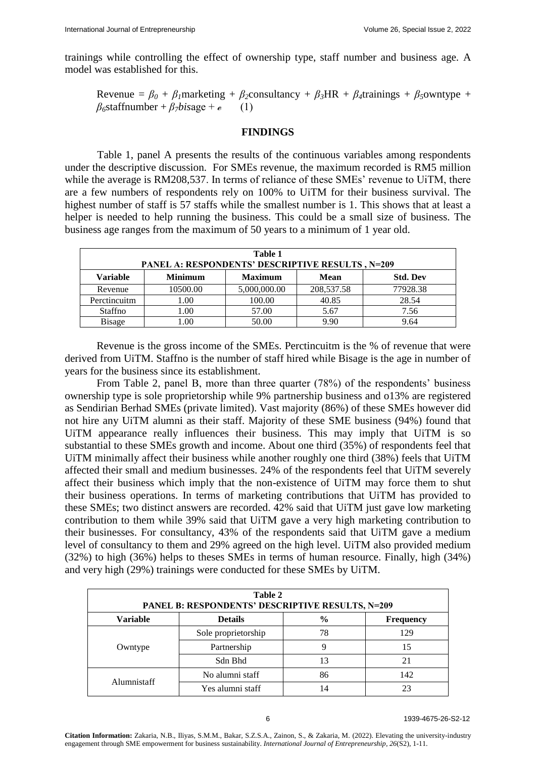trainings while controlling the effect of ownership type, staff number and business age. A model was established for this.

$$\text{Revenue} = \beta_0 + \beta_1\text{marketing} + \beta_2\text{consultancy} + \beta_3\text{HR} + \beta_4\text{trainings} + \beta_5\text{owntype} + \beta_6\text{staffnumber} + \beta_7 bis\text{age} + e \quad (1)$$

## FINDINGS

Table 1, panel A presents the results of the continuous variables among respondents under the descriptive discussion. For SMEs revenue, the maximum recorded is RM5 million while the average is RM208,537. In terms of reliance of these SMEs' revenue to UiTM, there are a few numbers of respondents rely on 100% to UiTM for their business survival. The highest number of staff is 57 staffs while the smallest number is 1. This shows that at least a helper is needed to help running the business. This could be a small size of business. The business age ranges from the maximum of 50 years to a minimum of 1 year old.

**Table 1**
**PANEL A: RESPONDENTS' DESCRIPTIVE RESULTS , N=209**

| Variable | Minimum | Maximum | Mean | Std. Dev |
|---|---|---|---|---|
| Revenue | 10500.00 | 5,000,000.00 | 208,537.58 | 77928.38 |
| Perctincuitm | 1.00 | 100.00 | 40.85 | 28.54 |
| Staffno | 1.00 | 57.00 | 5.67 | 7.56 |
| Bisage | 1.00 | 50.00 | 9.90 | 9.64 |

Revenue is the gross income of the SMEs. Perctincuitm is the % of revenue that were derived from UiTM. Staffno is the number of staff hired while Bisage is the age in number of years for the business since its establishment.

From Table 2, panel B, more than three quarter (78%) of the respondents' business ownership type is sole proprietorship while 9% partnership business and o13% are registered as Sendirian Berhad SMEs (private limited). Vast majority (86%) of these SMEs however did not hire any UiTM alumni as their staff. Majority of these SME business (94%) found that UiTM appearance really influences their business. This may imply that UiTM is so substantial to these SMEs growth and income. About one third (35%) of respondents feel that UiTM minimally affect their business while another roughly one third (38%) feels that UiTM affected their small and medium businesses. 24% of the respondents feel that UiTM severely affect their business which imply that the non-existence of UiTM may force them to shut their business operations. In terms of marketing contributions that UiTM has provided to these SMEs; two distinct answers are recorded. 42% said that UiTM just gave low marketing contribution to them while 39% said that UiTM gave a very high marketing contribution to their businesses. For consultancy, 43% of the respondents said that UiTM gave a medium level of consultancy to them and 29% agreed on the high level. UiTM also provided medium (32%) to high (36%) helps to theses SMEs in terms of human resource. Finally, high (34%) and very high (29%) trainings were conducted for these SMEs by UiTM.

**Table 2**
**PANEL B: RESPONDENTS' DESCRIPTIVE RESULTS, N=209**

| Variable | Details | % | Frequency |
|---|---|---|---|
| Owntype | Sole proprietorship | 78 | 129 |
| | Partnership | 9 | 15 |
| | Sdn Bhd | 13 | 21 |
| Alumnistaff | No alumni staff | 86 | 142 |
| | Yes alumni staff | 14 | 23 |

**Citation Information:** Zakaria, N.B., Iliyas, S.M.M., Bakar, S.Z.S.A., Zainon, S., & Zakaria, M. (2022). Elevating the university-industry engagement through SME empowerment for business sustainability. *International Journal of Entrepreneurship, 26*(S2), 1-11.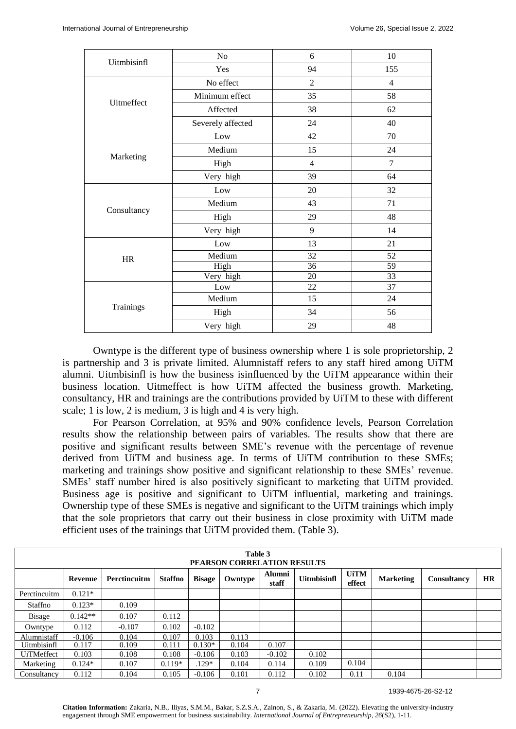| | | | |
|---|---|---|---|
| Uitmbisinfl | No | 6 | 10 |
| | Yes | 94 | 155 |
| Uitmeffect | No effect | 2 | 4 |
| | Minimum effect | 35 | 58 |
| | Affected | 38 | 62 |
| | Severely affected | 24 | 40 |
| Marketing | Low | 42 | 70 |
| | Medium | 15 | 24 |
| | High | 4 | 7 |
| | Very high | 39 | 64 |
| Consultancy | Low | 20 | 32 |
| | Medium | 43 | 71 |
| | High | 29 | 48 |
| | Very high | 9 | 14 |
| HR | Low | 13 | 21 |
| | Medium | 32 | 52 |
| | High | 36 | 59 |
| | Very high | 20 | 33 |
| Trainings | Low | 22 | 37 |
| | Medium | 15 | 24 |
| | High | 34 | 56 |
| | Very high | 29 | 48 |

Owntype is the different type of business ownership where 1 is sole proprietorship, 2 is partnership and 3 is private limited. Alumnistaff refers to any staff hired among UiTM alumni. Uitmbisinfl is how the business isinfluenced by the UiTM appearance within their business location. Uitmeffect is how UiTM affected the business growth. Marketing, consultancy, HR and trainings are the contributions provided by UiTM to these with different scale; 1 is low, 2 is medium, 3 is high and 4 is very high.

For Pearson Correlation, at 95% and 90% confidence levels, Pearson Correlation results show the relationship between pairs of variables. The results show that there are positive and significant results between SME's revenue with the percentage of revenue derived from UiTM and business age. In terms of UiTM contribution to these SMEs; marketing and trainings show positive and significant relationship to these SMEs' revenue. SMEs' staff number hired is also positively significant to marketing that UiTM provided. Business age is positive and significant to UiTM influential, marketing and trainings. Ownership type of these SMEs is negative and significant to the UiTM trainings which imply that the sole proprietors that carry out their business in close proximity with UiTM made efficient uses of the trainings that UiTM provided them. (Table 3).

**Table 3**
**PEARSON CORRELATION RESULTS**

| | Revenue | Perctincuitm | Staffno | Bisage | Owntype | Alumni staff | Uitmbisinfl | UiTM effect | Marketing | Consultancy | HR |
|---|---|---|---|---|---|---|---|---|---|---|---|
| Perctincuitm | 0.121* | | | | | | | | | | |
| Staffno | 0.123* | 0.109 | | | | | | | | | |
| Bisage | 0.142** | 0.107 | 0.112 | | | | | | | | |
| Owntype | 0.112 | -0.107 | 0.102 | -0.102 | | | | | | | |
| Alumnistaff | -0.106 | 0.104 | 0.107 | 0.103 | 0.113 | | | | | | |
| Uitmbisinfl | 0.117 | 0.109 | 0.111 | 0.130* | 0.104 | 0.107 | | | | | |
| UiTMeffect | 0.103 | 0.108 | 0.108 | -0.106 | 0.103 | -0.102 | 0.102 | | | | |
| Marketing | 0.124* | 0.107 | 0.119* | .129* | 0.104 | 0.114 | 0.109 | 0.104 | | | |
| Consultancy | 0.112 | 0.104 | 0.105 | -0.106 | 0.101 | 0.112 | 0.102 | 0.11 | 0.104 | | |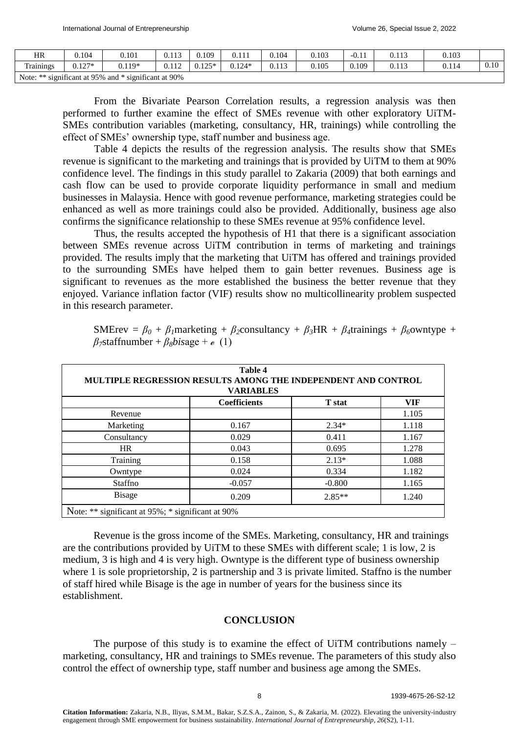| HR | 0.104 | 0.101 | 0.113 | 0.109 | 0.111 | 0.104 | 0.103 | -0.11 | 0.113 | 0.103 | |
|---|---|---|---|---|---|---|---|---|---|---|---|
| Trainings | 0.127* | 0.119* | 0.112 | 0.125* | 0.124* | 0.113 | 0.105 | 0.109 | 0.113 | 0.114 | 0.10 |

Note: ** significant at 95% and * significant at 90%

From the Bivariate Pearson Correlation results, a regression analysis was then performed to further examine the effect of SMEs revenue with other exploratory UiTM-SMEs contribution variables (marketing, consultancy, HR, trainings) while controlling the effect of SMEs' ownership type, staff number and business age.

Table 4 depicts the results of the regression analysis. The results show that SMEs revenue is significant to the marketing and trainings that is provided by UiTM to them at 90% confidence level. The findings in this study parallel to Zakaria (2009) that both earnings and cash flow can be used to provide corporate liquidity performance in small and medium businesses in Malaysia. Hence with good revenue performance, marketing strategies could be enhanced as well as more trainings could also be provided. Additionally, business age also confirms the significance relationship to these SMEs revenue at 95% confidence level.

Thus, the results accepted the hypothesis of H1 that there is a significant association between SMEs revenue across UiTM contribution in terms of marketing and trainings provided. The results imply that the marketing that UiTM has offered and trainings provided to the surrounding SMEs have helped them to gain better revenues. Business age is significant to revenues as the more established the business the better revenue that they enjoyed. Variance inflation factor (VIF) results show no multicollinearity problem suspected in this research parameter.

$$SMErev = \beta_0 + \beta_1 marketing + \beta_2 consultancy + \beta_3 HR + \beta_4 trainings + \beta_6 owntype + \beta_7 staffnumber + \beta_8 bisage + e \quad (1)$$

**Table 4**
**MULTIPLE REGRESSION RESULTS AMONG THE INDEPENDENT AND CONTROL VARIABLES**

| | Coefficients | T stat | VIF |
|---|---|---|---|
| Revenue | | | 1.105 |
| Marketing | 0.167 | 2.34* | 1.118 |
| Consultancy | 0.029 | 0.411 | 1.167 |
| HR | 0.043 | 0.695 | 1.278 |
| Training | 0.158 | 2.13* | 1.088 |
| Owntype | 0.024 | 0.334 | 1.182 |
| Staffno | -0.057 | -0.800 | 1.165 |
| Bisage | 0.209 | 2.85** | 1.240 |

Note: ** significant at 95%; * significant at 90%

Revenue is the gross income of the SMEs. Marketing, consultancy, HR and trainings are the contributions provided by UiTM to these SMEs with different scale; 1 is low, 2 is medium, 3 is high and 4 is very high. Owntype is the different type of business ownership where 1 is sole proprietorship, 2 is partnership and 3 is private limited. Staffno is the number of staff hired while Bisage is the age in number of years for the business since its establishment.

## CONCLUSION

The purpose of this study is to examine the effect of UiTM contributions namely – marketing, consultancy, HR and trainings to SMEs revenue. The parameters of this study also control the effect of ownership type, staff number and business age among the SMEs.

**Citation Information:** Zakaria, N.B., Iliyas, S.M.M., Bakar, S.Z.S.A., Zainon, S., & Zakaria, M. (2022). Elevating the university-industry engagement through SME empowerment for business sustainability. *International Journal of Entrepreneurship, 26*(S2), 1-11.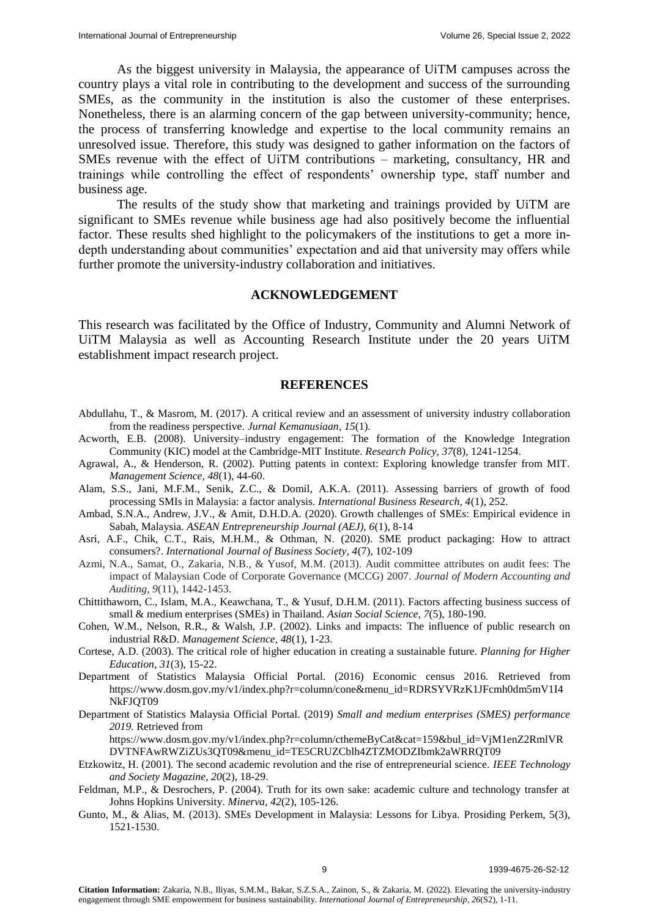As the biggest university in Malaysia, the appearance of UiTM campuses across the country plays a vital role in contributing to the development and success of the surrounding SMEs, as the community in the institution is also the customer of these enterprises. Nonetheless, there is an alarming concern of the gap between university-community; hence, the process of transferring knowledge and expertise to the local community remains an unresolved issue. Therefore, this study was designed to gather information on the factors of SMEs revenue with the effect of UiTM contributions – marketing, consultancy, HR and trainings while controlling the effect of respondents' ownership type, staff number and business age.

The results of the study show that marketing and trainings provided by UiTM are significant to SMEs revenue while business age had also positively become the influential factor. These results shed highlight to the policymakers of the institutions to get a more in-depth understanding about communities' expectation and aid that university may offers while further promote the university-industry collaboration and initiatives.

## ACKNOWLEDGEMENT

This research was facilitated by the Office of Industry, Community and Alumni Network of UiTM Malaysia as well as Accounting Research Institute under the 20 years UiTM establishment impact research project.

## REFERENCES

Abdullahu, T., & Masrom, M. (2017). A critical review and an assessment of university industry collaboration from the readiness perspective. *Jurnal Kemanusiaan*, *15*(1).

Acworth, E.B. (2008). University–industry engagement: The formation of the Knowledge Integration Community (KIC) model at the Cambridge-MIT Institute. *Research Policy, 37*(8), 1241-1254.

Agrawal, A., & Henderson, R. (2002). Putting patents in context: Exploring knowledge transfer from MIT. *Management Science, 48*(1), 44-60.

Alam, S.S., Jani, M.F.M., Senik, Z.C., & Domil, A.K.A. (2011). Assessing barriers of growth of food processing SMIs in Malaysia: a factor analysis. *International Business Research, 4*(1), 252.

Ambad, S.N.A., Andrew, J.V., & Amit, D.H.D.A. (2020). Growth challenges of SMEs: Empirical evidence in Sabah, Malaysia. *ASEAN Entrepreneurship Journal (AEJ), 6*(1), 8-14

Asri, A.F., Chik, C.T., Rais, M.H.M., & Othman, N. (2020). SME product packaging: How to attract consumers?. *International Journal of Business Society, 4*(7), 102-109

Azmi, N.A., Samat, O., Zakaria, N.B., & Yusof, M.M. (2013). Audit committee attributes on audit fees: The impact of Malaysian Code of Corporate Governance (MCCG) 2007. *Journal of Modern Accounting and Auditing*, *9*(11), 1442-1453.

Chittithaworn, C., Islam, M.A., Keawchana, T., & Yusuf, D.H.M. (2011). Factors affecting business success of small & medium enterprises (SMEs) in Thailand. *Asian Social Science, 7*(5), 180-190.

Cohen, W.M., Nelson, R.R., & Walsh, J.P. (2002). Links and impacts: The influence of public research on industrial R&D. *Management Science*, *48*(1), 1-23.

Cortese, A.D. (2003). The critical role of higher education in creating a sustainable future. *Planning for Higher Education*, *31*(3), 15-22.

Department of Statistics Malaysia Official Portal. (2016) Economic census 2016. Retrieved from https://www.dosm.gov.my/v1/index.php?r=column/cone&menu_id=RDRSYVRzK1JFcmh0dm5mV1I4NkFJQT09

Department of Statistics Malaysia Official Portal. (2019) *Small and medium enterprises (SMES) performance 2019.* Retrieved from https://www.dosm.gov.my/v1/index.php?r=column/cthemeByCat&cat=159&bul_id=VjM1enZ2RmlVRDVTNFAwRWZiZUs3QT09&menu_id=TE5CRUZCblh4ZTZMODZIbmk2aWRRQT09

Etzkowitz, H. (2001). The second academic revolution and the rise of entrepreneurial science. *IEEE Technology and Society Magazine, 20*(2), 18-29.

Feldman, M.P., & Desrochers, P. (2004). Truth for its own sake: academic culture and technology transfer at Johns Hopkins University. *Minerva, 42*(2), 105-126.

Gunto, M., & Alias, M. (2013). SMEs Development in Malaysia: Lessons for Libya. Prosiding Perkem, 5(3), 1521-1530.

**Citation Information:** Zakaria, N.B., Iliyas, S.M.M., Bakar, S.Z.S.A., Zainon, S., & Zakaria, M. (2022). Elevating the university-industry engagement through SME empowerment for business sustainability. *International Journal of Entrepreneurship, 26*(S2), 1-11.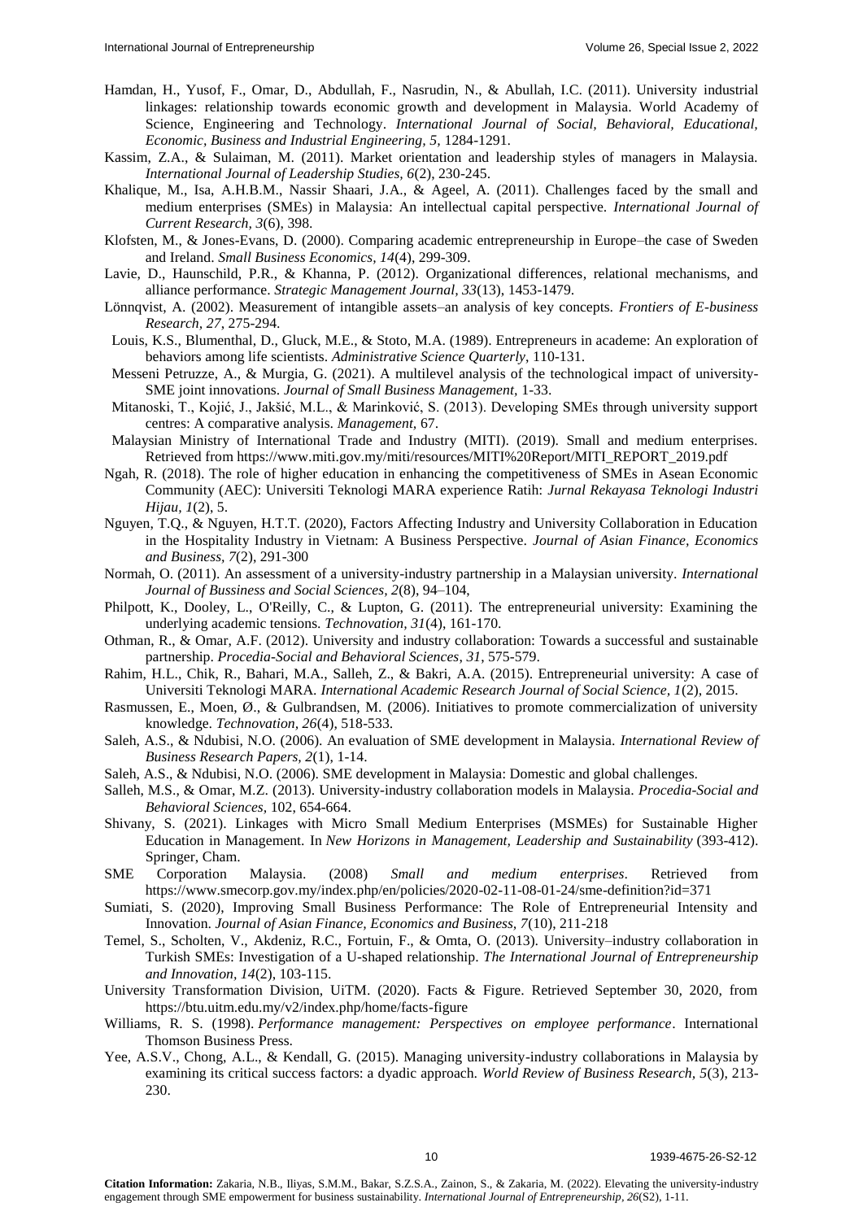Hamdan, H., Yusof, F., Omar, D., Abdullah, F., Nasrudin, N., & Abullah, I.C. (2011). University industrial linkages: relationship towards economic growth and development in Malaysia. World Academy of Science, Engineering and Technology. *International Journal of Social, Behavioral, Educational, Economic, Business and Industrial Engineering, 5*, 1284-1291.

Kassim, Z.A., & Sulaiman, M. (2011). Market orientation and leadership styles of managers in Malaysia. *International Journal of Leadership Studies, 6*(2), 230-245.

Khalique, M., Isa, A.H.B.M., Nassir Shaari, J.A., & Ageel, A. (2011). Challenges faced by the small and medium enterprises (SMEs) in Malaysia: An intellectual capital perspective. *International Journal of Current Research, 3*(6), 398.

Klofsten, M., & Jones-Evans, D. (2000). Comparing academic entrepreneurship in Europe–the case of Sweden and Ireland. *Small Business Economics, 14*(4), 299-309.

Lavie, D., Haunschild, P.R., & Khanna, P. (2012). Organizational differences, relational mechanisms, and alliance performance. *Strategic Management Journal, 33*(13), 1453-1479.

Lönnqvist, A. (2002). Measurement of intangible assets–an analysis of key concepts. *Frontiers of E-business Research, 27*, 275-294.

Louis, K.S., Blumenthal, D., Gluck, M.E., & Stoto, M.A. (1989). Entrepreneurs in academe: An exploration of behaviors among life scientists. *Administrative Science Quarterly*, 110-131.

Messeni Petruzze, A., & Murgia, G. (2021). A multilevel analysis of the technological impact of university-SME joint innovations. *Journal of Small Business Management*, 1-33.

Mitanoski, T., Kojić, J., Jakšić, M.L., & Marinković, S. (2013). Developing SMEs through university support centres: A comparative analysis. *Management*, 67.

Malaysian Ministry of International Trade and Industry (MITI). (2019). Small and medium enterprises. Retrieved from https://www.miti.gov.my/miti/resources/MITI%20Report/MITI_REPORT_2019.pdf

Ngah, R. (2018). The role of higher education in enhancing the competitiveness of SMEs in Asean Economic Community (AEC): Universiti Teknologi MARA experience Ratih: *Jurnal Rekayasa Teknologi Industri Hijau, 1*(2), 5.

Nguyen, T.Q., & Nguyen, H.T.T. (2020), Factors Affecting Industry and University Collaboration in Education in the Hospitality Industry in Vietnam: A Business Perspective. *Journal of Asian Finance, Economics and Business, 7*(2), 291-300

Normah, O. (2011). An assessment of a university-industry partnership in a Malaysian university. *International Journal of Bussiness and Social Sciences, 2*(8), 94–104,

Philpott, K., Dooley, L., O'Reilly, C., & Lupton, G. (2011). The entrepreneurial university: Examining the underlying academic tensions. *Technovation, 31*(4), 161-170.

Othman, R., & Omar, A.F. (2012). University and industry collaboration: Towards a successful and sustainable partnership. *Procedia-Social and Behavioral Sciences, 31*, 575-579.

Rahim, H.L., Chik, R., Bahari, M.A., Salleh, Z., & Bakri, A.A. (2015). Entrepreneurial university: A case of Universiti Teknologi MARA. *International Academic Research Journal of Social Science, 1*(2), 2015.

Rasmussen, E., Moen, Ø., & Gulbrandsen, M. (2006). Initiatives to promote commercialization of university knowledge. *Technovation, 26*(4), 518-533.

Saleh, A.S., & Ndubisi, N.O. (2006). An evaluation of SME development in Malaysia. *International Review of Business Research Papers, 2*(1), 1-14.

Saleh, A.S., & Ndubisi, N.O. (2006). SME development in Malaysia: Domestic and global challenges.

Salleh, M.S., & Omar, M.Z. (2013). University-industry collaboration models in Malaysia. *Procedia-Social and Behavioral Sciences,* 102, 654-664.

Shivany, S. (2021). Linkages with Micro Small Medium Enterprises (MSMEs) for Sustainable Higher Education in Management. In *New Horizons in Management, Leadership and Sustainability* (393-412). Springer, Cham.

SME Corporation Malaysia. (2008) *Small and medium enterprises*. Retrieved from https://www.smecorp.gov.my/index.php/en/policies/2020-02-11-08-01-24/sme-definition?id=371

Sumiati, S. (2020), Improving Small Business Performance: The Role of Entrepreneurial Intensity and Innovation. *Journal of Asian Finance, Economics and Business, 7*(10), 211-218

Temel, S., Scholten, V., Akdeniz, R.C., Fortuin, F., & Omta, O. (2013). University–industry collaboration in Turkish SMEs: Investigation of a U-shaped relationship. *The International Journal of Entrepreneurship and Innovation, 14*(2), 103-115.

University Transformation Division, UiTM. (2020). Facts & Figure. Retrieved September 30, 2020, from https://btu.uitm.edu.my/v2/index.php/home/facts-figure

Williams, R. S. (1998). *Performance management: Perspectives on employee performance*. International Thomson Business Press.

Yee, A.S.V., Chong, A.L., & Kendall, G. (2015). Managing university-industry collaborations in Malaysia by examining its critical success factors: a dyadic approach. *World Review of Business Research, 5*(3), 213-230.

**Citation Information:** Zakaria, N.B., Iliyas, S.M.M., Bakar, S.Z.S.A., Zainon, S., & Zakaria, M. (2022). Elevating the university-industry engagement through SME empowerment for business sustainability. *International Journal of Entrepreneurship, 26*(S2), 1-11.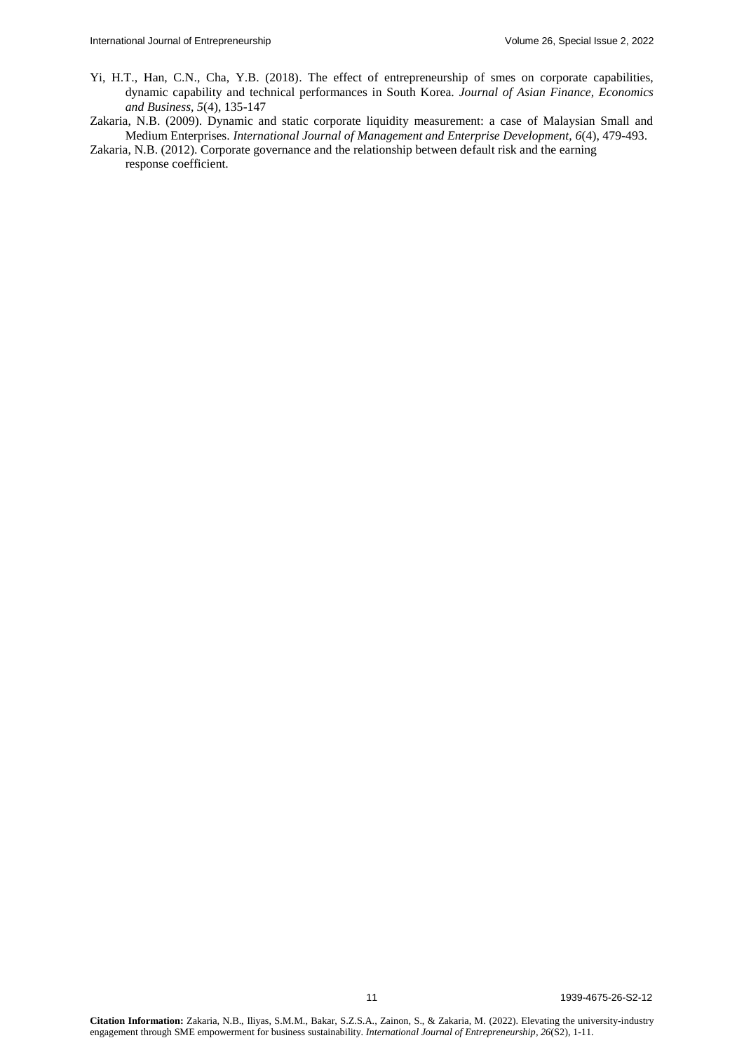Yi, H.T., Han, C.N., Cha, Y.B. (2018). The effect of entrepreneurship of smes on corporate capabilities, dynamic capability and technical performances in South Korea. *Journal of Asian Finance, Economics and Business, 5*(4), 135-147

Zakaria, N.B. (2009). Dynamic and static corporate liquidity measurement: a case of Malaysian Small and Medium Enterprises. *International Journal of Management and Enterprise Development, 6*(4), 479-493.

Zakaria, N.B. (2012). Corporate governance and the relationship between default risk and the earning response coefficient.

**Citation Information:** Zakaria, N.B., Iliyas, S.M.M., Bakar, S.Z.S.A., Zainon, S., & Zakaria, M. (2022). Elevating the university-industry engagement through SME empowerment for business sustainability. *International Journal of Entrepreneurship, 26*(S2), 1-11.